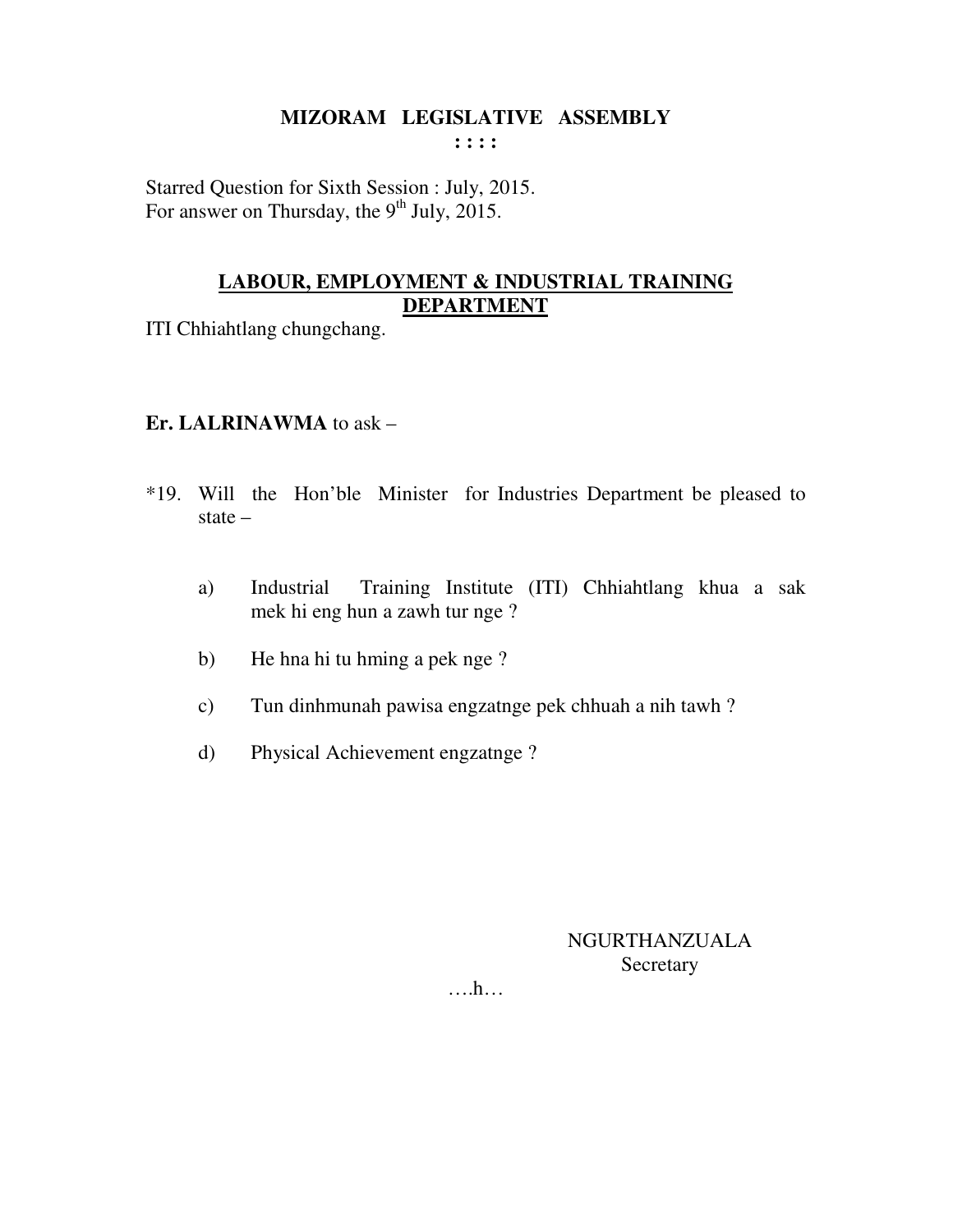# MIZORAM LEGISLATIVE ASSEMBLY

: : : :

Starred Question for Sixth Session : July, 2015.
For answer on Thursday, the 9th July, 2015.

## LABOUR, EMPLOYMENT & INDUSTRIAL TRAINING DEPARTMENT

ITI Chhiahtlang chungchang.

**Er. LALRINAWMA** to ask –

*19. Will the Hon'ble Minister for Industries Department be pleased to state –

a) Industrial Training Institute (ITI) Chhiahtlang khua a sak mek hi eng hun a zawh tur nge ?

b) He hna hi tu hming a pek nge ?

c) Tun dinhmunah pawisa engzatnge pek chhuah a nih tawh ?

d) Physical Achievement engzatnge ?

NGURTHANZUALA
Secretary

….h…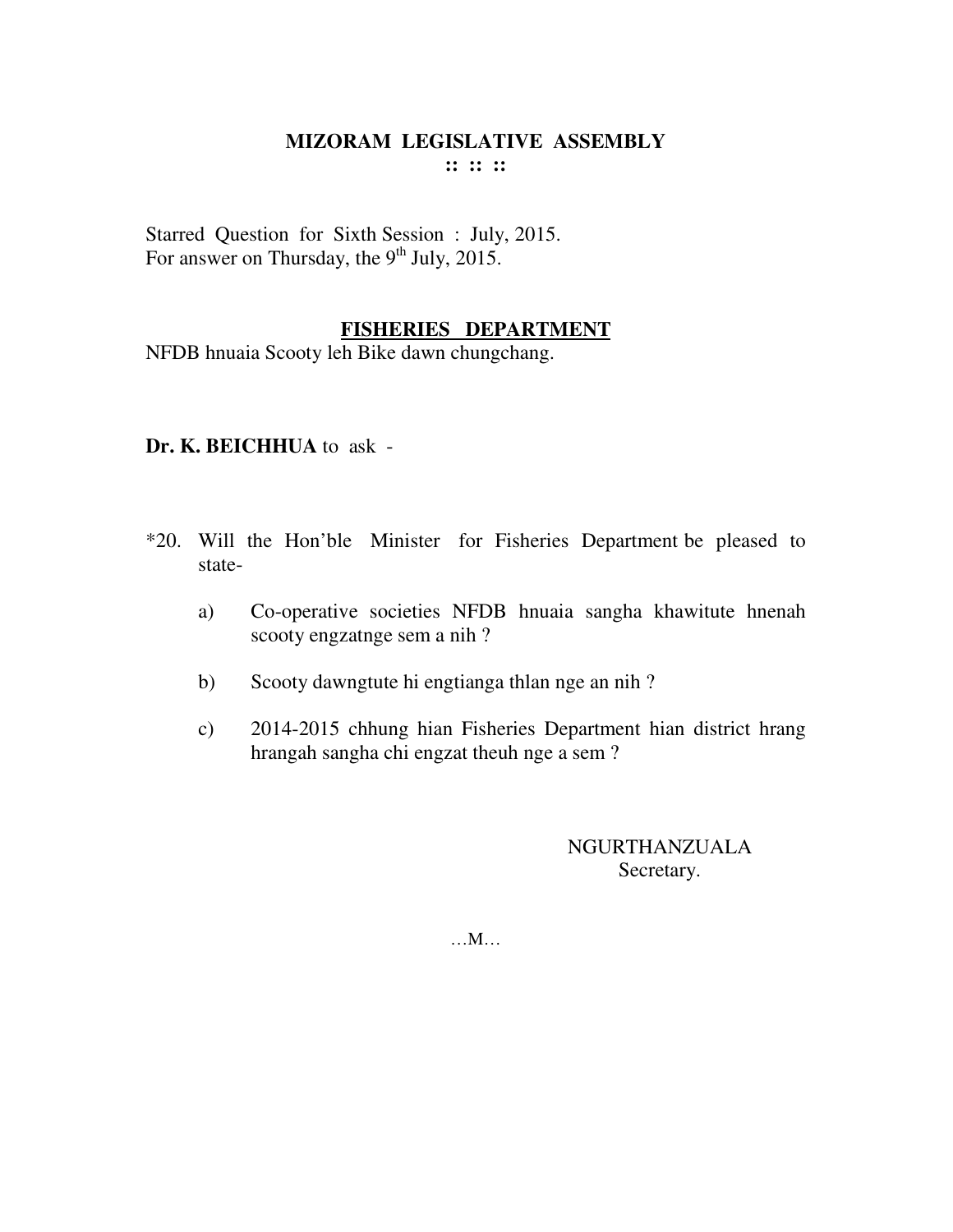# MIZORAM LEGISLATIVE ASSEMBLY

:: :: ::

Starred Question for Sixth Session : July, 2015.
For answer on Thursday, the 9th July, 2015.

## FISHERIES DEPARTMENT

NFDB hnuaia Scooty leh Bike dawn chungchang.

**Dr. K. BEICHHUA** to ask -

*20. Will the Hon'ble Minister for Fisheries Department be pleased to state-

a) Co-operative societies NFDB hnuaia sangha khawitute hnenah scooty engzatnge sem a nih ?

b) Scooty dawngtute hi engtianga thlan nge an nih ?

c) 2014-2015 chhung hian Fisheries Department hian district hrang hrangah sangha chi engzat theuh nge a sem ?

NGURTHANZUALA
Secretary.

…M…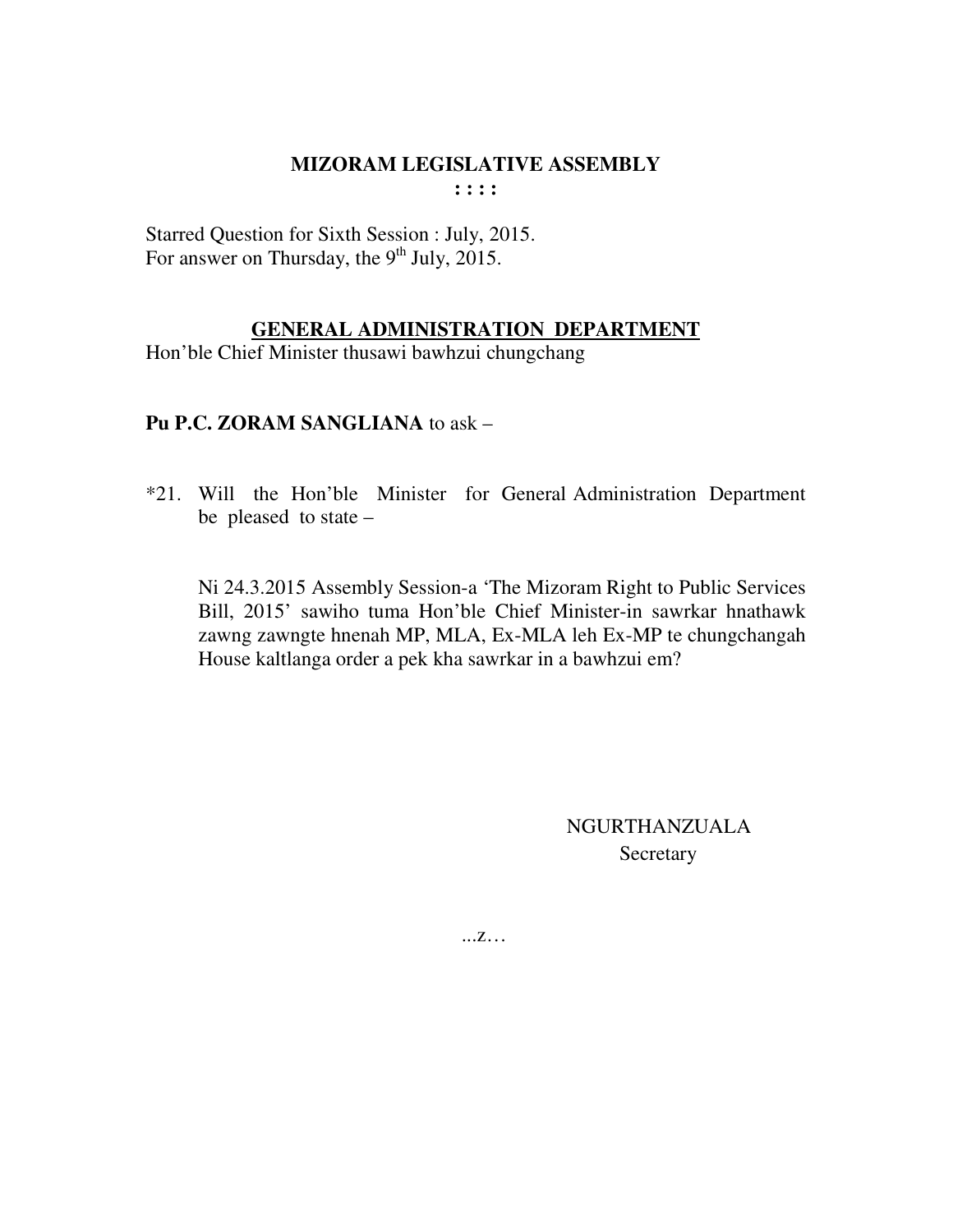# MIZORAM LEGISLATIVE ASSEMBLY

**: : : :**

Starred Question for Sixth Session : July, 2015.
For answer on Thursday, the 9th July, 2015.

## GENERAL ADMINISTRATION DEPARTMENT

Hon'ble Chief Minister thusawi bawhzui chungchang

**Pu P.C. ZORAM SANGLIANA** to ask –

*21. Will the Hon'ble Minister for General Administration Department be pleased to state –

Ni 24.3.2015 Assembly Session-a 'The Mizoram Right to Public Services Bill, 2015' sawiho tuma Hon'ble Chief Minister-in sawrkar hnathawk zawng zawngte hnenah MP, MLA, Ex-MLA leh Ex-MP te chungchangah House kaltlanga order a pek kha sawrkar in a bawhzui em?

NGURTHANZUALA
Secretary

...z…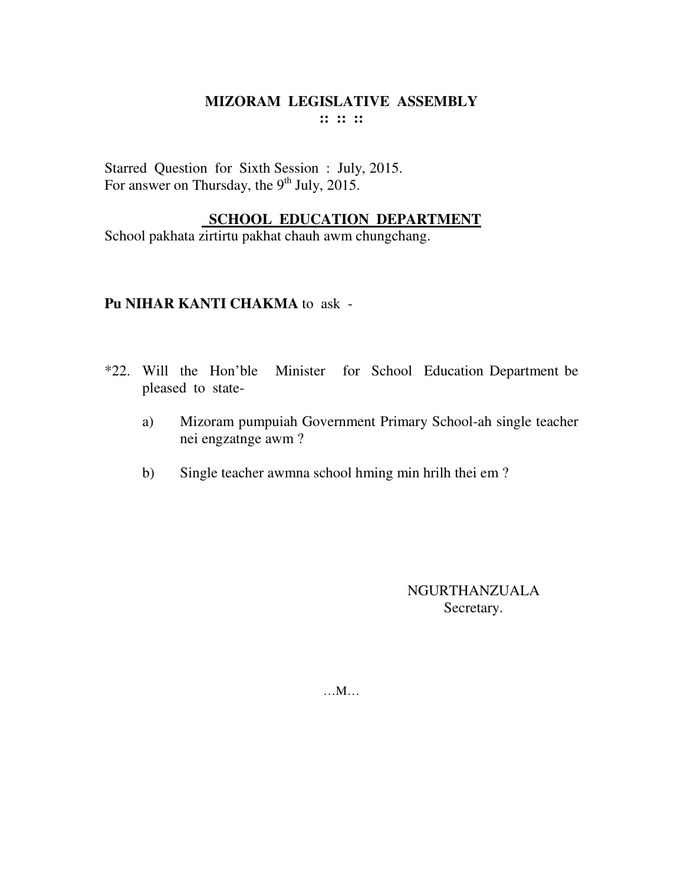**MIZORAM LEGISLATIVE ASSEMBLY**
**:: :: ::**

Starred Question for Sixth Session : July, 2015.
For answer on Thursday, the 9th July, 2015.

**SCHOOL EDUCATION DEPARTMENT**

School pakhata zirtirtu pakhat chauh awm chungchang.

**Pu NIHAR KANTI CHAKMA** to ask -

*22. Will the Hon'ble Minister for School Education Department be pleased to state-

a) Mizoram pumpuiah Government Primary School-ah single teacher nei engzatnge awm ?

b) Single teacher awmna school hming min hrilh thei em ?

NGURTHANZUALA
Secretary.

…M…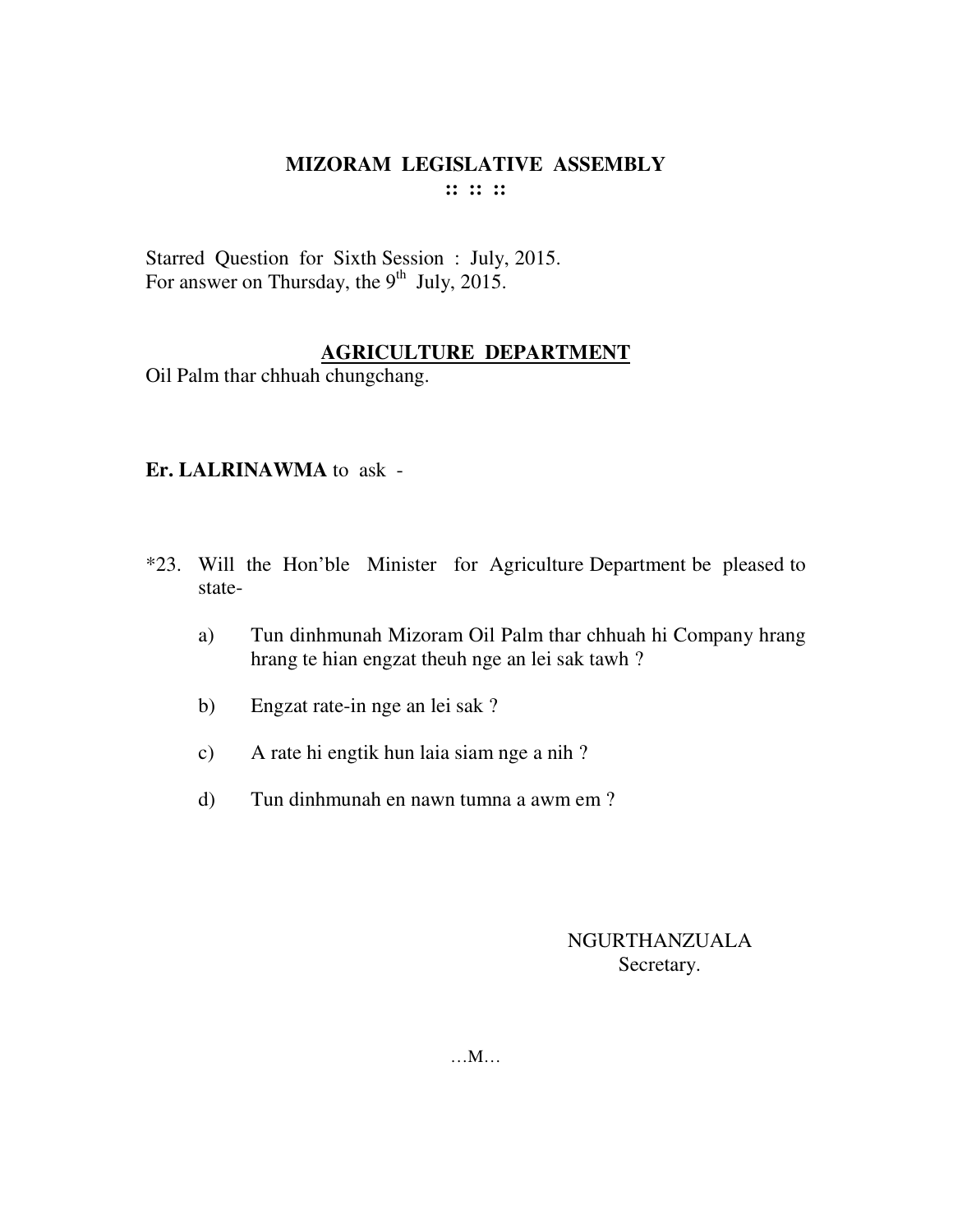# MIZORAM LEGISLATIVE ASSEMBLY

:: :: ::

Starred Question for Sixth Session : July, 2015.
For answer on Thursday, the 9th July, 2015.

## AGRICULTURE DEPARTMENT

Oil Palm thar chhuah chungchang.

**Er. LALRINAWMA** to ask -

*23. Will the Hon'ble Minister for Agriculture Department be pleased to state-

a) Tun dinhmunah Mizoram Oil Palm thar chhuah hi Company hrang hrang te hian engzat theuh nge an lei sak tawh ?

b) Engzat rate-in nge an lei sak ?

c) A rate hi engtik hun laia siam nge a nih ?

d) Tun dinhmunah en nawn tumna a awm em ?

NGURTHANZUALA
Secretary.

…M…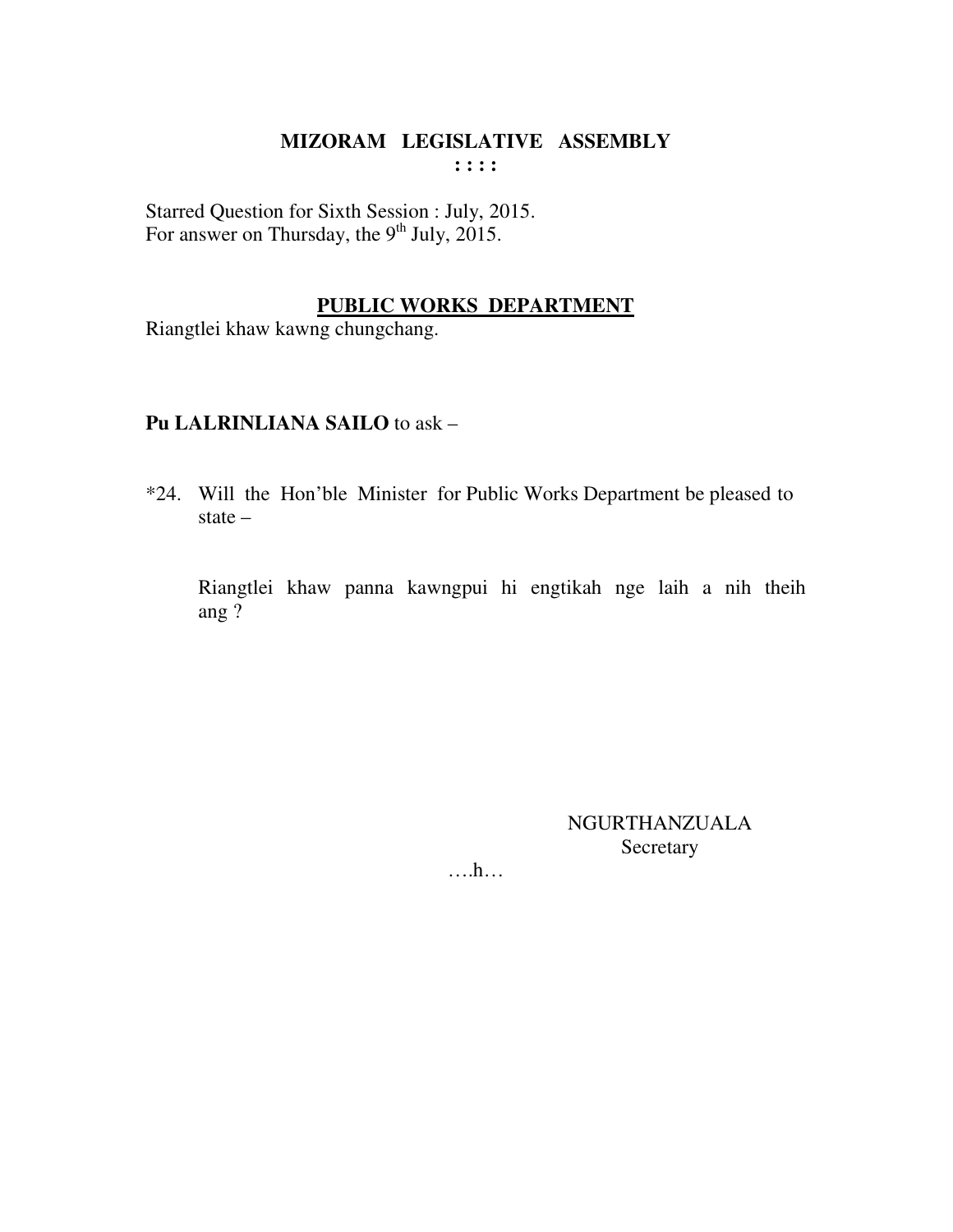**MIZORAM LEGISLATIVE ASSEMBLY**
**: : : :**

Starred Question for Sixth Session : July, 2015.
For answer on Thursday, the 9th July, 2015.

**PUBLIC WORKS DEPARTMENT**

Riangtlei khaw kawng chungchang.

**Pu LALRINLIANA SAILO** to ask –

*24. Will the Hon'ble Minister for Public Works Department be pleased to state –

Riangtlei khaw panna kawngpui hi engtikah nge laih a nih theih ang ?

NGURTHANZUALA
Secretary

….h…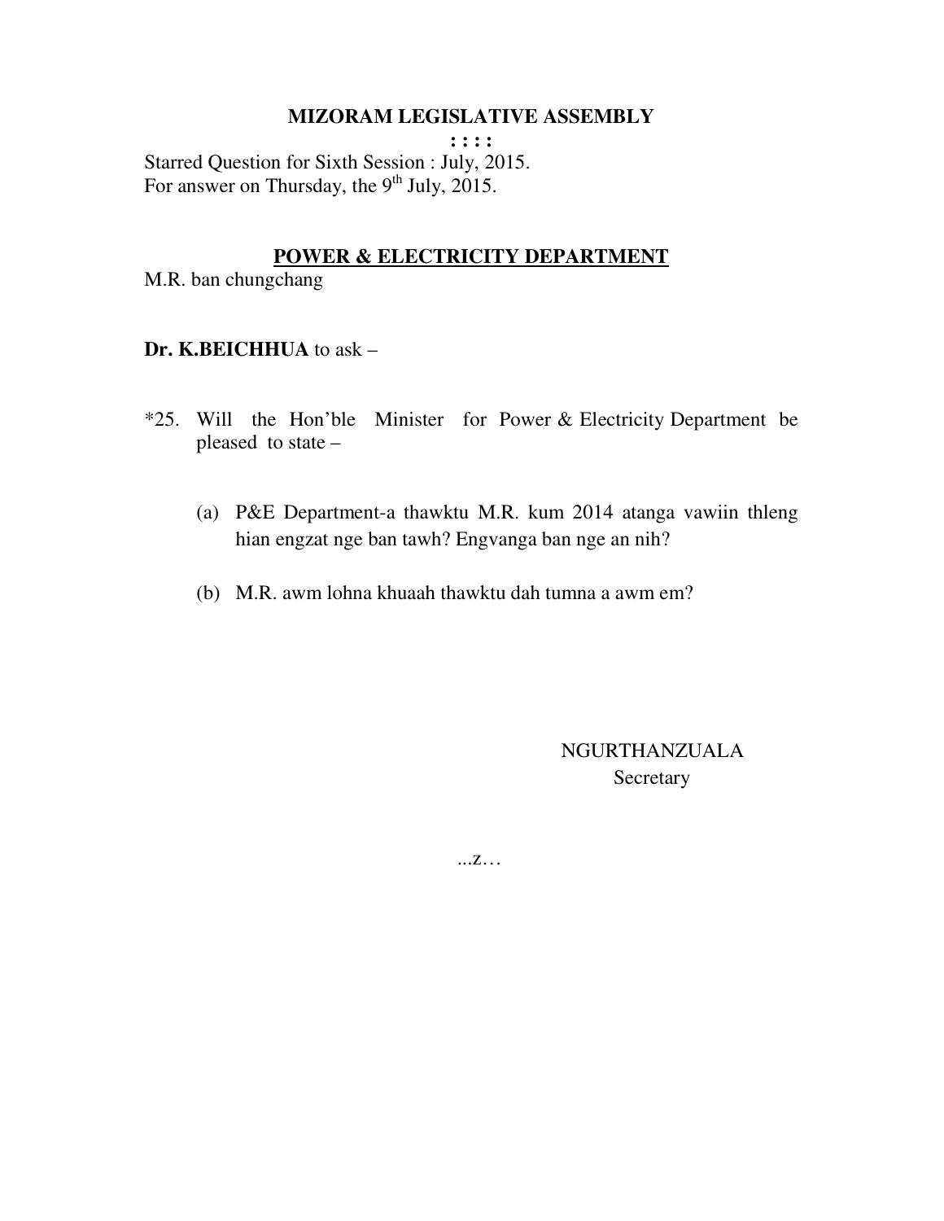# MIZORAM LEGISLATIVE ASSEMBLY

: : : :

Starred Question for Sixth Session : July, 2015.
For answer on Thursday, the 9th July, 2015.

## POWER & ELECTRICITY DEPARTMENT

M.R. ban chungchang

**Dr. K.BEICHHUA** to ask –

*25. Will the Hon'ble Minister for Power & Electricity Department be pleased to state –

(a) P&E Department-a thawktu M.R. kum 2014 atanga vawiin thleng hian engzat nge ban tawh? Engvanga ban nge an nih?

(b) M.R. awm lohna khuaah thawktu dah tumna a awm em?

NGURTHANZUALA
Secretary

...z…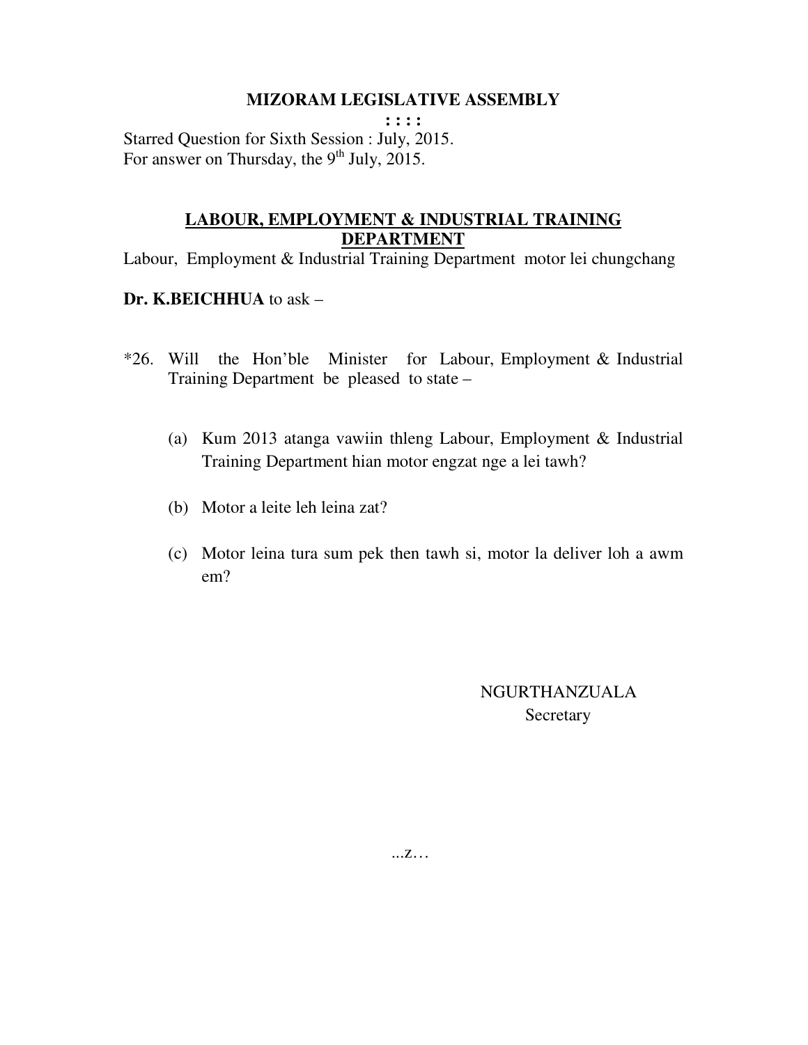# MIZORAM LEGISLATIVE ASSEMBLY

**: : : :**

Starred Question for Sixth Session : July, 2015.
For answer on Thursday, the 9th July, 2015.

## LABOUR, EMPLOYMENT & INDUSTRIAL TRAINING DEPARTMENT

Labour, Employment & Industrial Training Department motor lei chungchang

**Dr. K.BEICHHUA** to ask –

*26. Will the Hon'ble Minister for Labour, Employment & Industrial Training Department be pleased to state –

(a) Kum 2013 atanga vawiin thleng Labour, Employment & Industrial Training Department hian motor engzat nge a lei tawh?

(b) Motor a leite leh leina zat?

(c) Motor leina tura sum pek then tawh si, motor la deliver loh a awm em?

NGURTHANZUALA
Secretary

...z…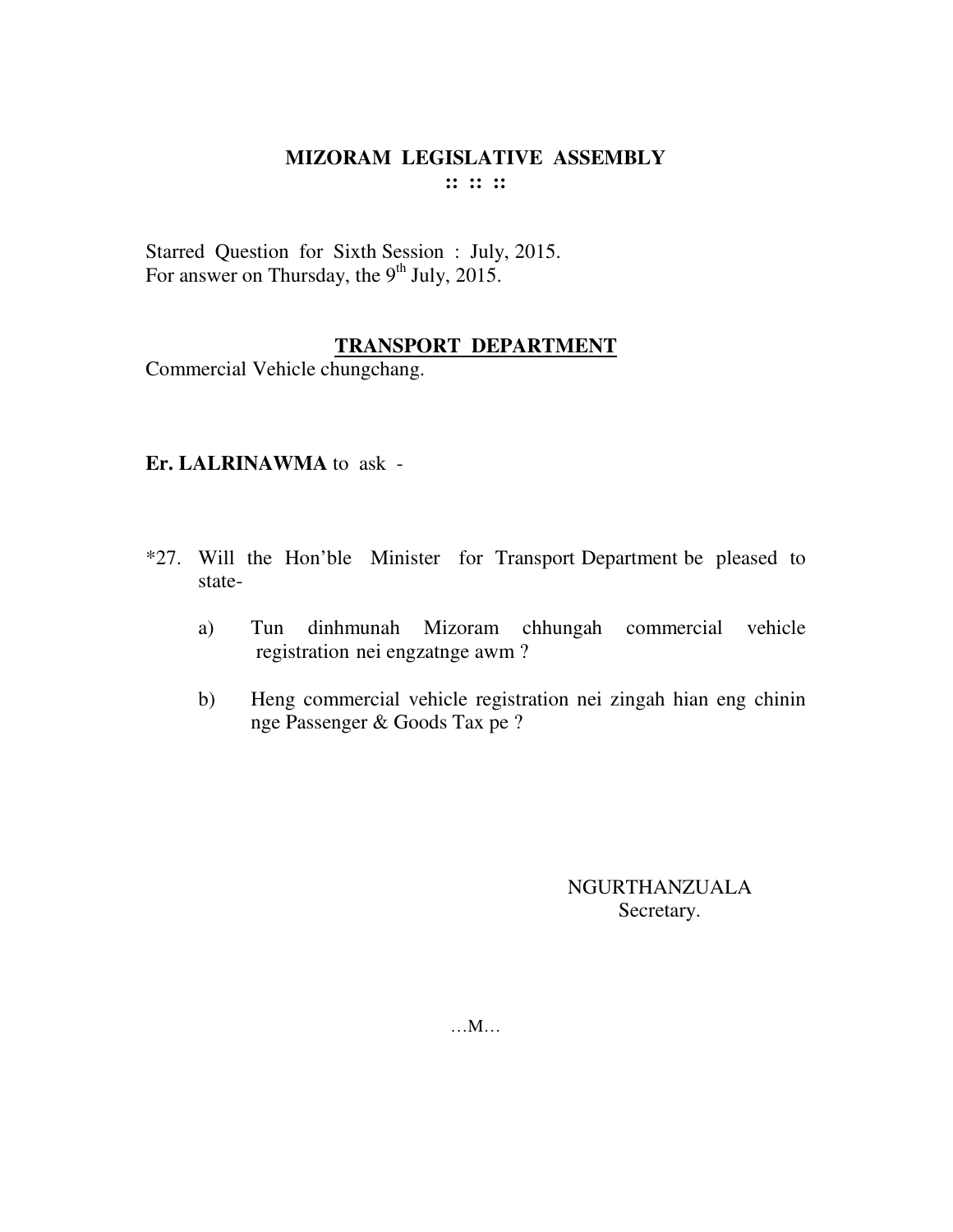# MIZORAM LEGISLATIVE ASSEMBLY

**:: :: ::**

Starred Question for Sixth Session : July, 2015.
For answer on Thursday, the 9th July, 2015.

## TRANSPORT DEPARTMENT

Commercial Vehicle chungchang.

**Er. LALRINAWMA** to ask -

*27. Will the Hon'ble Minister for Transport Department be pleased to state-

a) Tun dinhmunah Mizoram chhungah commercial vehicle registration nei engzatnge awm ?

b) Heng commercial vehicle registration nei zingah hian eng chinin nge Passenger & Goods Tax pe ?

NGURTHANZUALA
Secretary.

…M…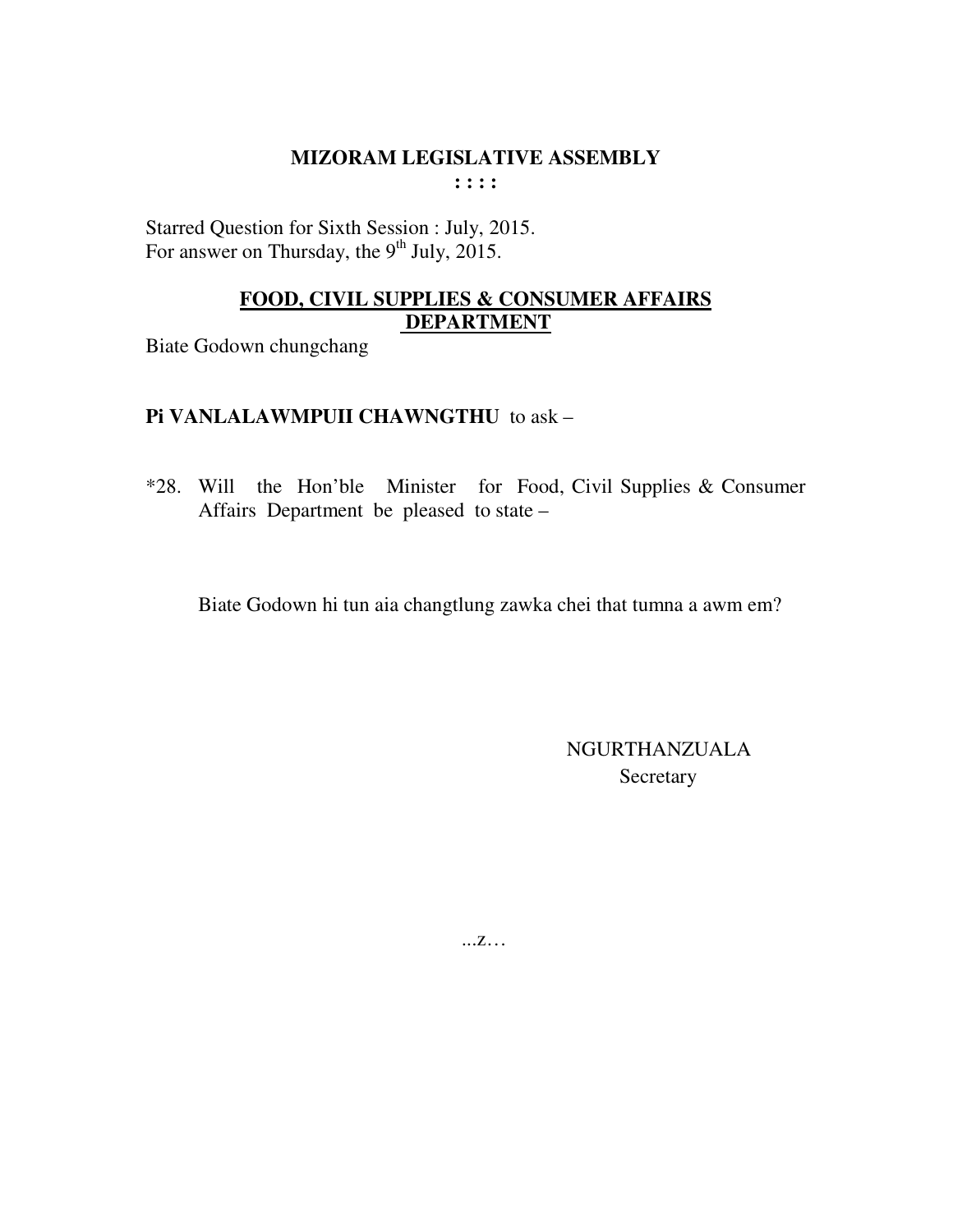# MIZORAM LEGISLATIVE ASSEMBLY

**: : : :**

Starred Question for Sixth Session : July, 2015.
For answer on Thursday, the 9th July, 2015.

## FOOD, CIVIL SUPPLIES & CONSUMER AFFAIRS DEPARTMENT

Biate Godown chungchang

**Pi VANLALAWMPUII CHAWNGTHU** to ask –

*28. Will the Hon'ble Minister for Food, Civil Supplies & Consumer Affairs Department be pleased to state –

Biate Godown hi tun aia changtlung zawka chei that tumna a awm em?

NGURTHANZUALA
Secretary

...z…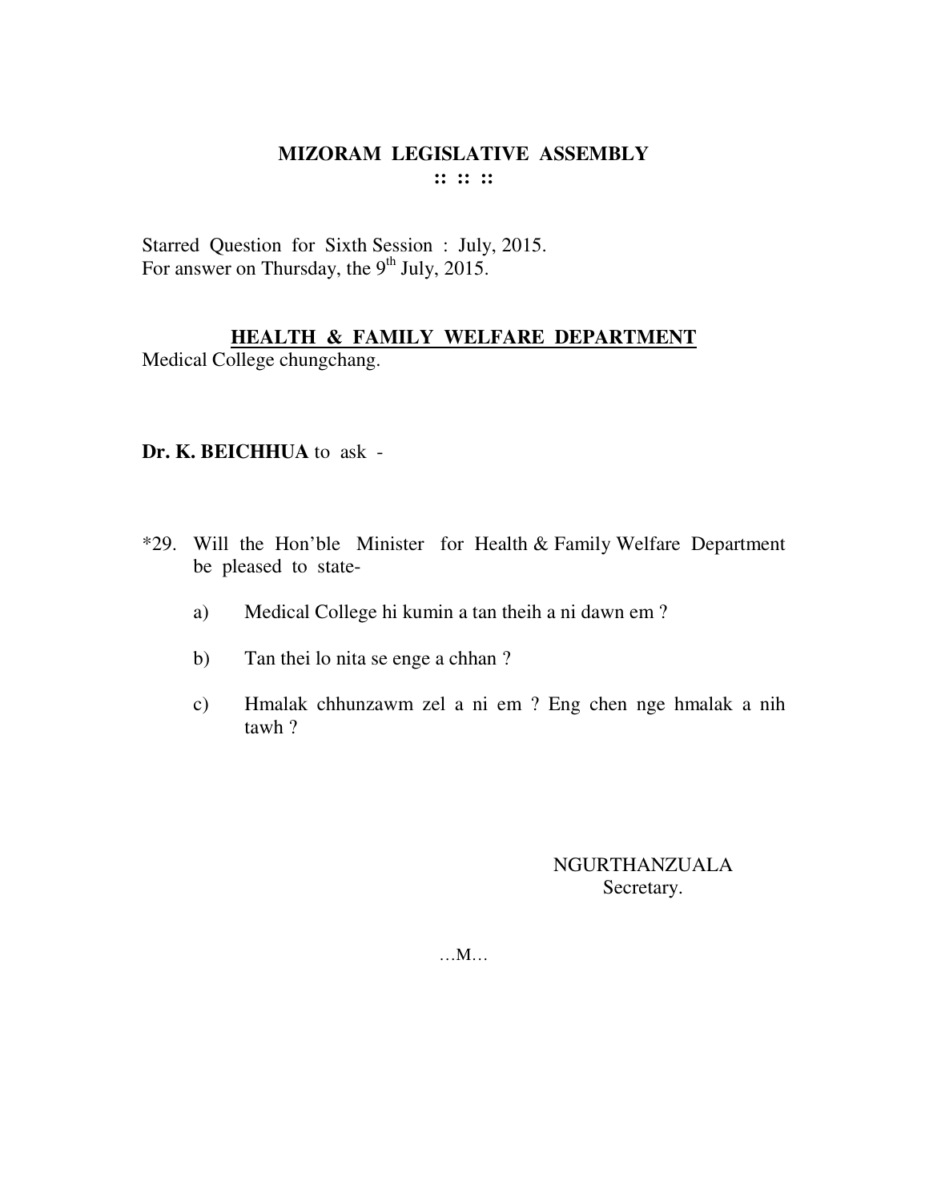# MIZORAM LEGISLATIVE ASSEMBLY

:: :: ::

Starred Question for Sixth Session : July, 2015.
For answer on Thursday, the 9th July, 2015.

## HEALTH & FAMILY WELFARE DEPARTMENT

Medical College chungchang.

**Dr. K. BEICHHUA** to ask -

*29. Will the Hon'ble Minister for Health & Family Welfare Department be pleased to state-

a) Medical College hi kumin a tan theih a ni dawn em ?

b) Tan thei lo nita se enge a chhan ?

c) Hmalak chhunzawm zel a ni em ? Eng chen nge hmalak a nih tawh ?

NGURTHANZUALA
Secretary.

…M…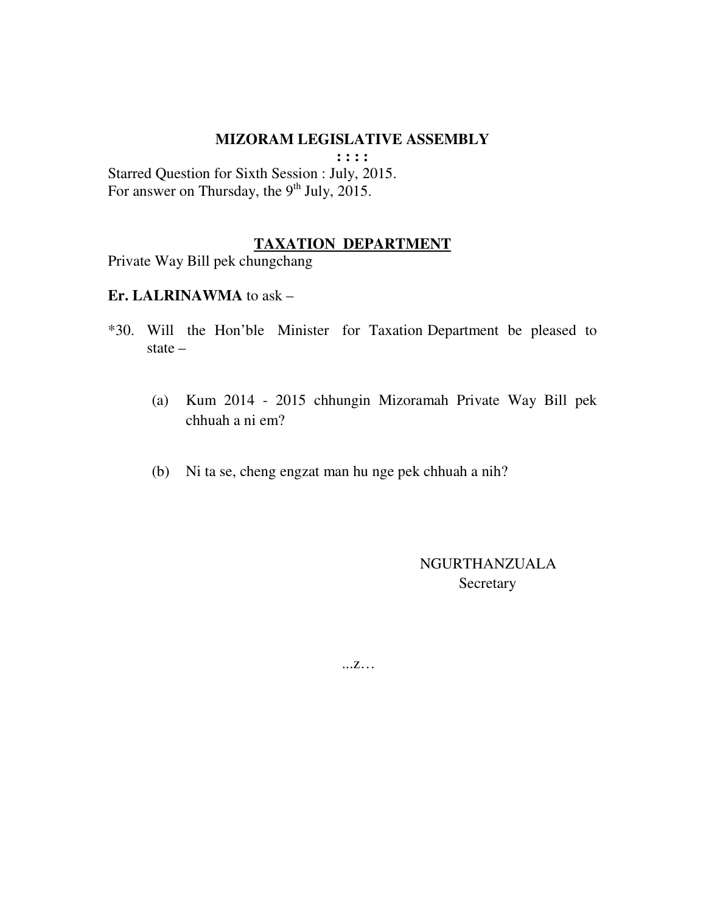# MIZORAM LEGISLATIVE ASSEMBLY

**: : : :**

Starred Question for Sixth Session : July, 2015.
For answer on Thursday, the 9th July, 2015.

## TAXATION DEPARTMENT

Private Way Bill pek chungchang

**Er. LALRINAWMA** to ask –

*30. Will the Hon'ble Minister for Taxation Department be pleased to state –

(a) Kum 2014 - 2015 chhungin Mizoramah Private Way Bill pek chhuah a ni em?

(b) Ni ta se, cheng engzat man hu nge pek chhuah a nih?

NGURTHANZUALA
Secretary

...z…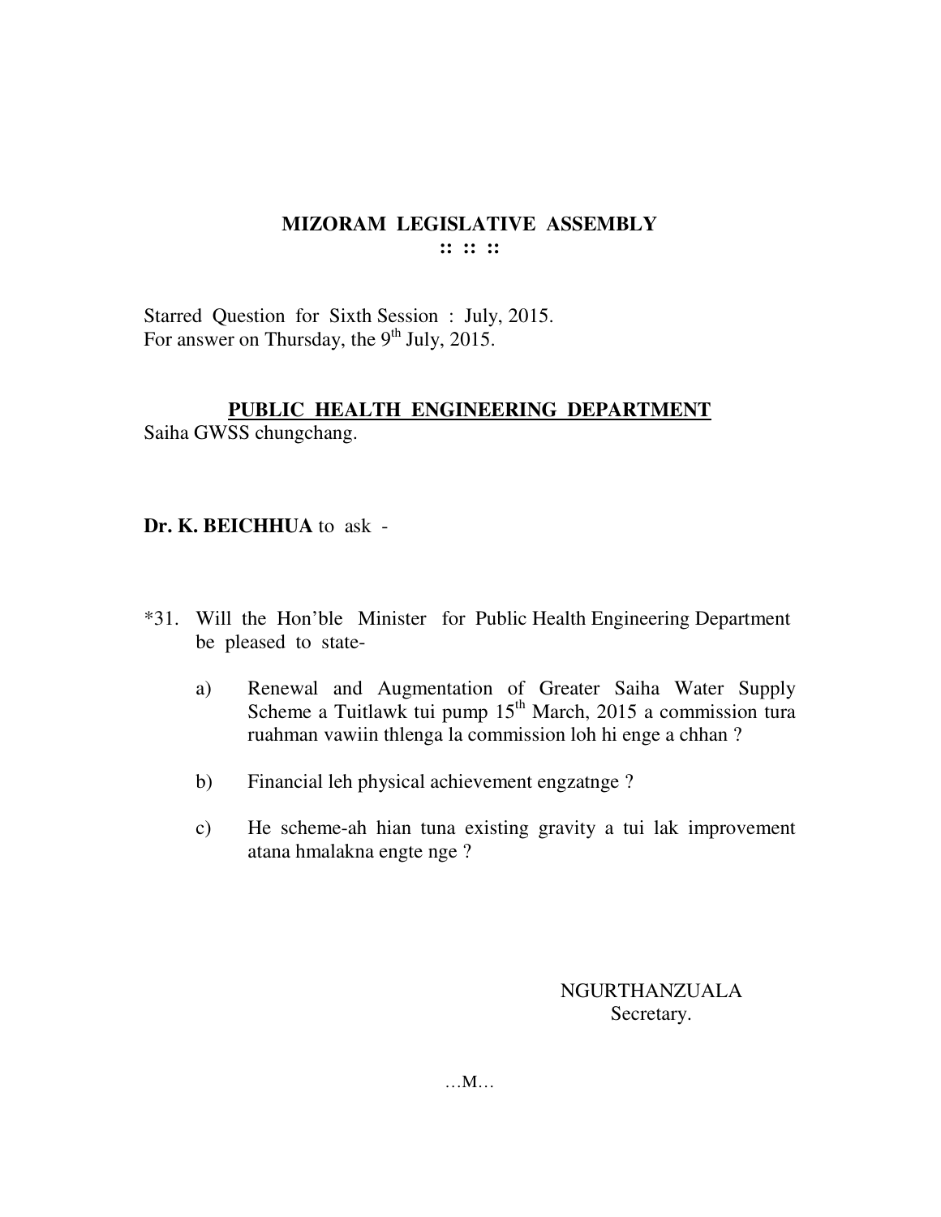**MIZORAM LEGISLATIVE ASSEMBLY**
**:: :: ::**

Starred Question for Sixth Session : July, 2015.
For answer on Thursday, the 9th July, 2015.

**PUBLIC HEALTH ENGINEERING DEPARTMENT**
Saiha GWSS chungchang.

**Dr. K. BEICHHUA** to ask -

*31. Will the Hon'ble Minister for Public Health Engineering Department be pleased to state-

a) Renewal and Augmentation of Greater Saiha Water Supply Scheme a Tuitlawk tui pump 15th March, 2015 a commission tura ruahman vawiin thlenga la commission loh hi enge a chhan ?

b) Financial leh physical achievement engzatnge ?

c) He scheme-ah hian tuna existing gravity a tui lak improvement atana hmalakna engte nge ?

NGURTHANZUALA
Secretary.

…M…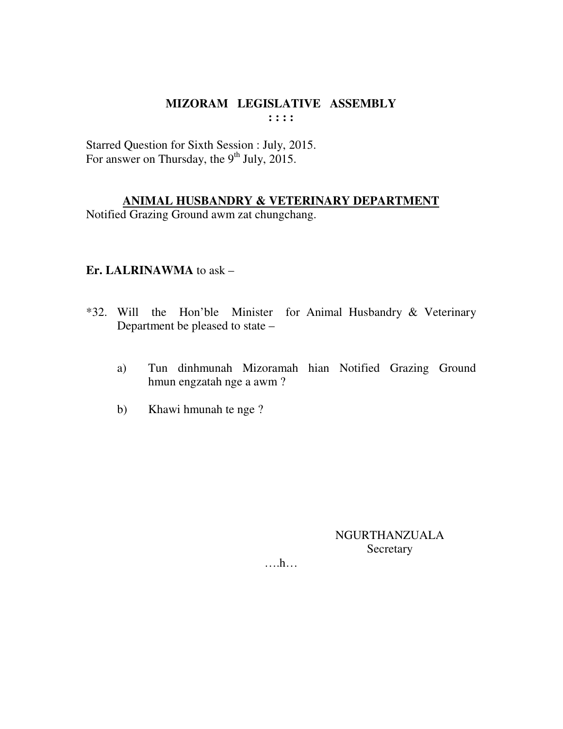# MIZORAM LEGISLATIVE ASSEMBLY

**: : : :**

Starred Question for Sixth Session : July, 2015.
For answer on Thursday, the 9th July, 2015.

## ANIMAL HUSBANDRY & VETERINARY DEPARTMENT

Notified Grazing Ground awm zat chungchang.

**Er. LALRINAWMA** to ask –

*32. Will the Hon'ble Minister for Animal Husbandry & Veterinary Department be pleased to state –

a) Tun dinhmunah Mizoramah hian Notified Grazing Ground hmun engzatah nge a awm ?

b) Khawi hmunah te nge ?

NGURTHANZUALA
Secretary

….h…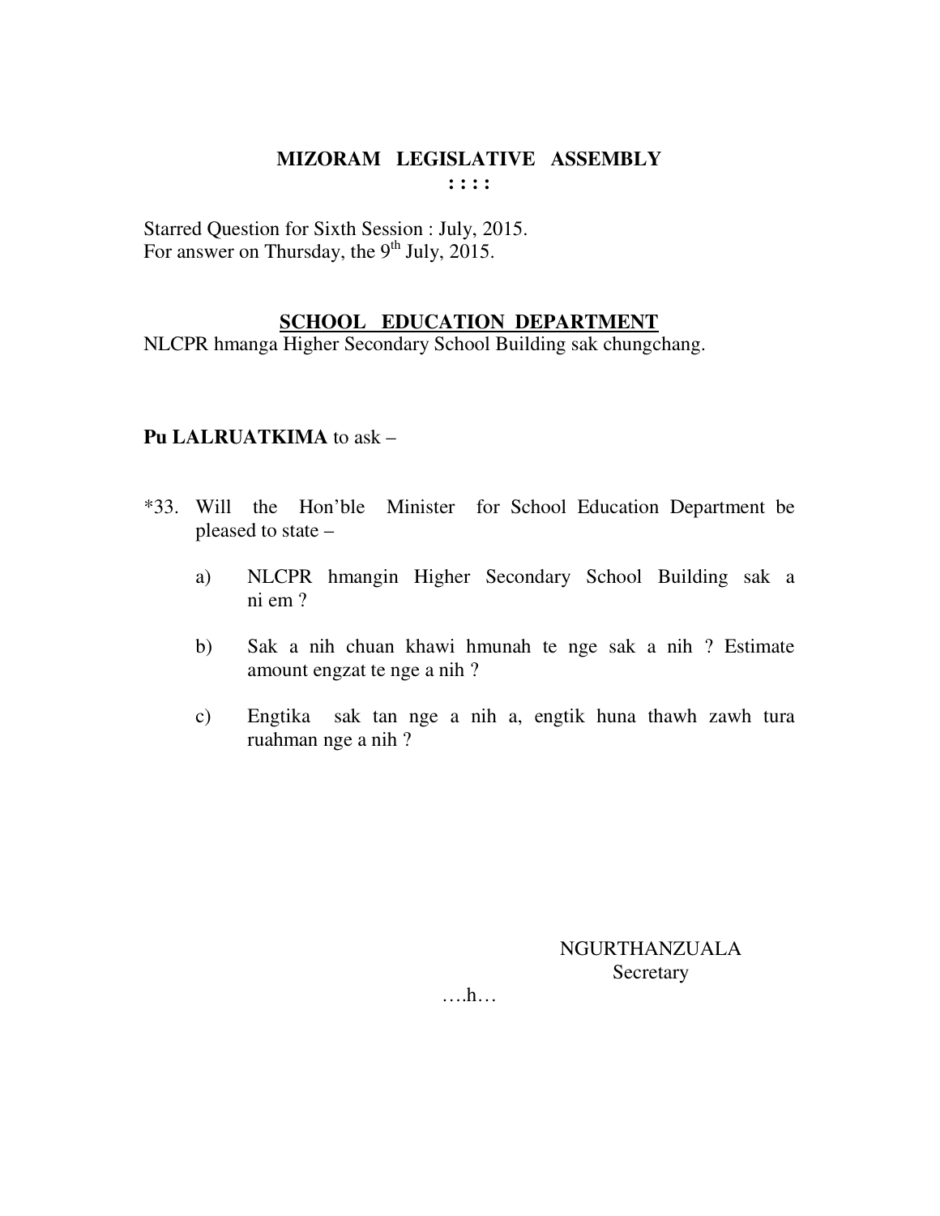# MIZORAM LEGISLATIVE ASSEMBLY

: : : :

Starred Question for Sixth Session : July, 2015.
For answer on Thursday, the 9th July, 2015.

## SCHOOL EDUCATION DEPARTMENT

NLCPR hmanga Higher Secondary School Building sak chungchang.

**Pu LALRUATKIMA** to ask –

*33. Will the Hon'ble Minister for School Education Department be pleased to state –

a) NLCPR hmangin Higher Secondary School Building sak a ni em ?

b) Sak a nih chuan khawi hmunah te nge sak a nih ? Estimate amount engzat te nge a nih ?

c) Engtika sak tan nge a nih a, engtik huna thawh zawh tura ruahman nge a nih ?

NGURTHANZUALA
Secretary

….h…